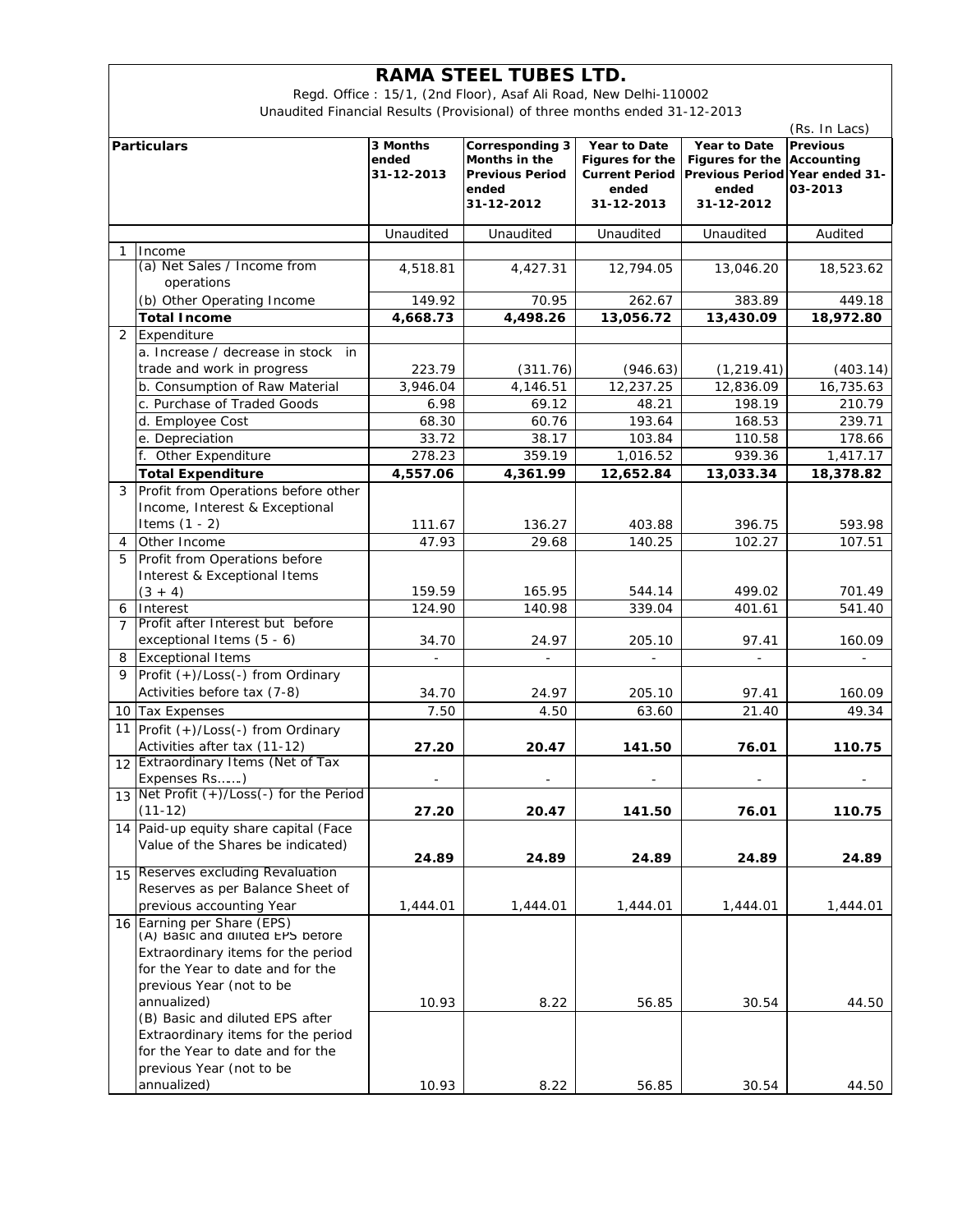# RAMA STEEL TUBES LTD.

Regd. Office : 15/1, (2nd Floor), Asaf Ali Road, New Delhi-110002

Unaudited Financial Results (Provisional) of three months ended 31-12-2013

(Rs. In Lacs)

| | Particulars | 3 Months ended 31-12-2013 | Corresponding 3 Months in the Previous Period ended 31-12-2012 | Year to Date Figures for the Current Period ended 31-12-2013 | Year to Date Figures for the Previous Period ended 31-12-2012 | Previous Accounting Year ended 31-03-2013 |
|---|---|---|---|---|---|---|
| | | Unaudited | Unaudited | Unaudited | Unaudited | Audited |
| 1 | Income | | | | | |
| | (a) Net Sales / Income from operations | 4,518.81 | 4,427.31 | 12,794.05 | 13,046.20 | 18,523.62 |
| | (b) Other Operating Income | 149.92 | 70.95 | 262.67 | 383.89 | 449.18 |
| | **Total Income** | **4,668.73** | **4,498.26** | **13,056.72** | **13,430.09** | **18,972.80** |
| 2 | Expenditure | | | | | |
| | a. Increase / decrease in stock in trade and work in progress | 223.79 | (311.76) | (946.63) | (1,219.41) | (403.14) |
| | b. Consumption of Raw Material | 3,946.04 | 4,146.51 | 12,237.25 | 12,836.09 | 16,735.63 |
| | c. Purchase of Traded Goods | 6.98 | 69.12 | 48.21 | 198.19 | 210.79 |
| | d. Employee Cost | 68.30 | 60.76 | 193.64 | 168.53 | 239.71 |
| | e. Depreciation | 33.72 | 38.17 | 103.84 | 110.58 | 178.66 |
| | f. Other Expenditure | 278.23 | 359.19 | 1,016.52 | 939.36 | 1,417.17 |
| | **Total Expenditure** | **4,557.06** | **4,361.99** | **12,652.84** | **13,033.34** | **18,378.82** |
| 3 | Profit from Operations before other Income, Interest & Exceptional Items (1 - 2) | 111.67 | 136.27 | 403.88 | 396.75 | 593.98 |
| 4 | Other Income | 47.93 | 29.68 | 140.25 | 102.27 | 107.51 |
| 5 | Profit from Operations before Interest & Exceptional Items (3 + 4) | 159.59 | 165.95 | 544.14 | 499.02 | 701.49 |
| 6 | Interest | 124.90 | 140.98 | 339.04 | 401.61 | 541.40 |
| 7 | Profit after Interest but before exceptional Items (5 - 6) | 34.70 | 24.97 | 205.10 | 97.41 | 160.09 |
| 8 | Exceptional Items | - | - | - | - | - |
| 9 | Profit (+)/Loss(-) from Ordinary Activities before tax (7-8) | 34.70 | 24.97 | 205.10 | 97.41 | 160.09 |
| 10 | Tax Expenses | 7.50 | 4.50 | 63.60 | 21.40 | 49.34 |
| 11 | Profit (+)/Loss(-) from Ordinary Activities after tax (11-12) | **27.20** | **20.47** | **141.50** | **76.01** | **110.75** |
| 12 | Extraordinary Items (Net of Tax Expenses Rs......) | - | - | - | - | - |
| 13 | Net Profit (+)/Loss(-) for the Period (11-12) | **27.20** | **20.47** | **141.50** | **76.01** | **110.75** |
| 14 | Paid-up equity share capital (Face Value of the Shares be indicated) | **24.89** | **24.89** | **24.89** | **24.89** | **24.89** |
| 15 | Reserves excluding Revaluation Reserves as per Balance Sheet of previous accounting Year | 1,444.01 | 1,444.01 | 1,444.01 | 1,444.01 | 1,444.01 |
| 16 | Earning per Share (EPS) (A) Basic and diluted EPS before Extraordinary items for the period for the Year to date and for the previous Year (not to be annualized) | 10.93 | 8.22 | 56.85 | 30.54 | 44.50 |
| | (B) Basic and diluted EPS after Extraordinary items for the period for the Year to date and for the previous Year (not to be annualized) | 10.93 | 8.22 | 56.85 | 30.54 | 44.50 |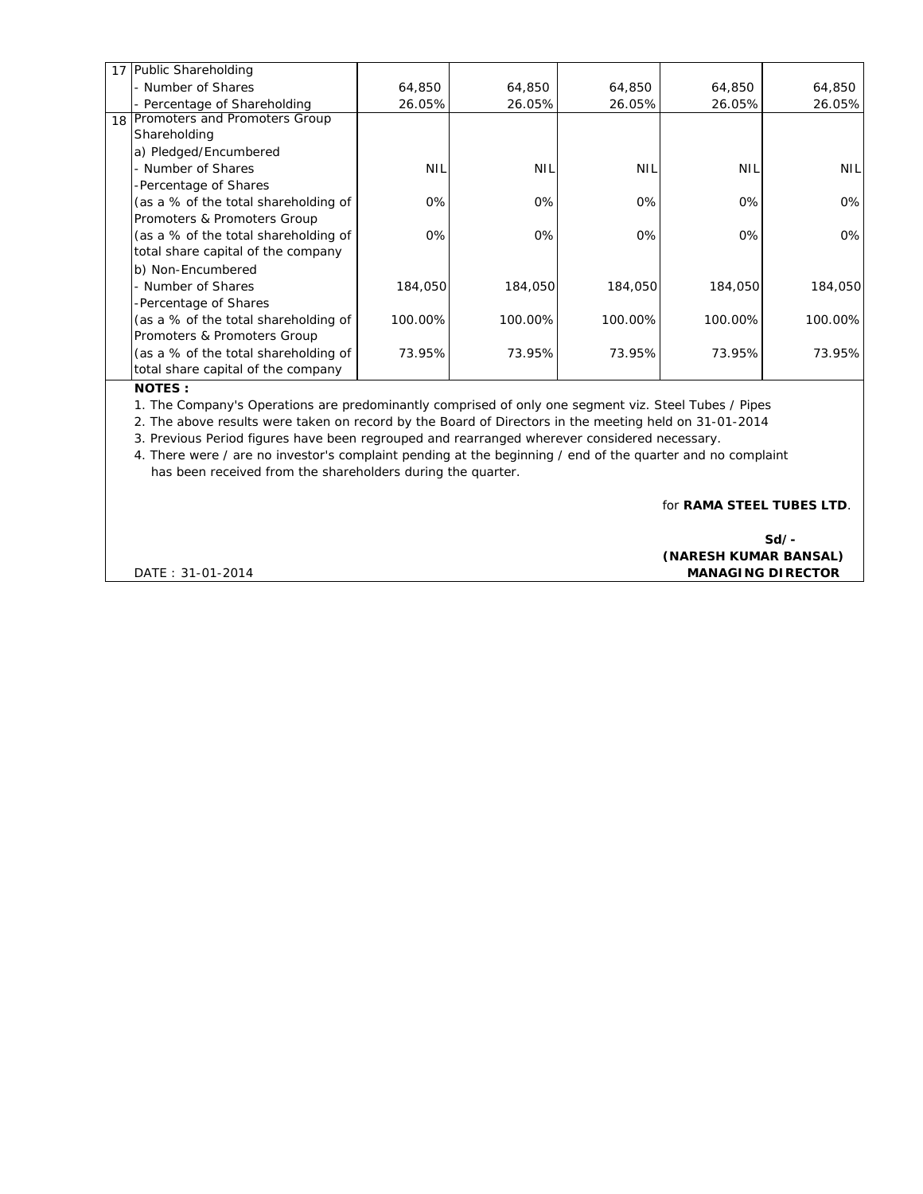| | | | | | | |
|---|---|---|---|---|---|---|
| 17 | Public Shareholding | | | | | |
| | - Number of Shares | 64,850 | 64,850 | 64,850 | 64,850 | 64,850 |
| | - Percentage of Shareholding | 26.05% | 26.05% | 26.05% | 26.05% | 26.05% |
| 18 | Promoters and Promoters Group Shareholding | | | | | |
| | a) Pledged/Encumbered | | | | | |
| | - Number of Shares | NIL | NIL | NIL | NIL | NIL |
| | -Percentage of Shares | | | | | |
| | (as a % of the total shareholding of Promoters & Promoters Group | 0% | 0% | 0% | 0% | 0% |
| | (as a % of the total shareholding of total share capital of the company | 0% | 0% | 0% | 0% | 0% |
| | b) Non-Encumbered | | | | | |
| | - Number of Shares | 184,050 | 184,050 | 184,050 | 184,050 | 184,050 |
| | -Percentage of Shares | | | | | |
| | (as a % of the total shareholding of Promoters & Promoters Group | 100.00% | 100.00% | 100.00% | 100.00% | 100.00% |
| | (as a % of the total shareholding of total share capital of the company | 73.95% | 73.95% | 73.95% | 73.95% | 73.95% |

**NOTES :**

1. The Company's Operations are predominantly comprised of only one segment viz. Steel Tubes / Pipes
2. The above results were taken on record by the Board of Directors in the meeting held on 31-01-2014
3. Previous Period figures have been regrouped and rearranged wherever considered necessary.
4. There were / are no investor's complaint pending at the beginning / end of the quarter and no complaint has been received from the shareholders during the quarter.

for **RAMA STEEL TUBES LTD**.

**Sd/-**

**(NARESH KUMAR BANSAL)**

**MANAGING DIRECTOR**

DATE : 31-01-2014